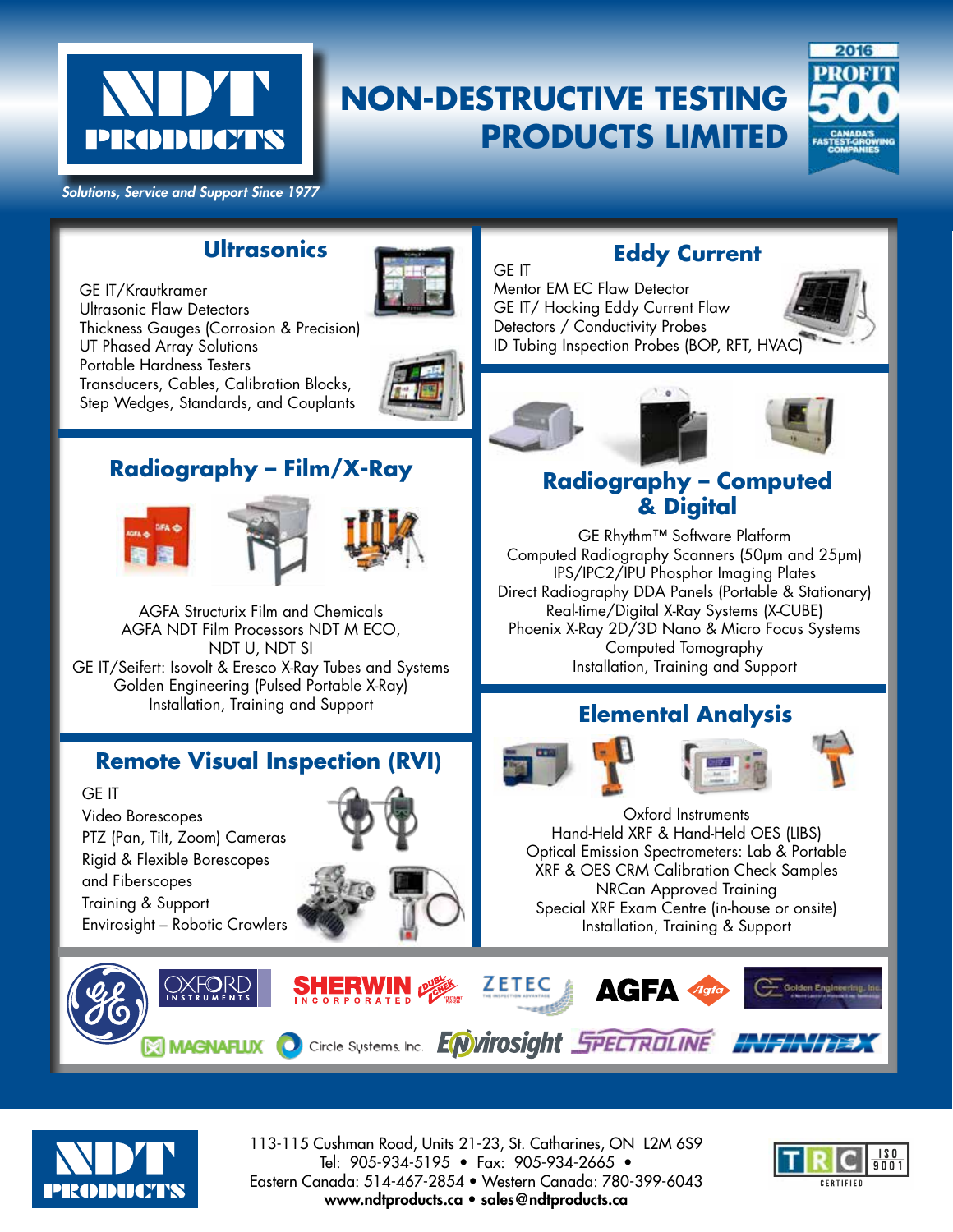# NDT PRODUCTS

# NON-DESTRUCTIVE TESTING PRODUCTS LIMITED

*Solutions, Service and Support Since 1977*

2016 PROFIT 500 — CANADA'S FASTEST-GROWING COMPANIES

## Ultrasonics

GE IT/Krautkramer
Ultrasonic Flaw Detectors
Thickness Gauges (Corrosion & Precision)
UT Phased Array Solutions
Portable Hardness Testers
Transducers, Cables, Calibration Blocks,
Step Wedges, Standards, and Couplants

## Eddy Current

GE IT
Mentor EM EC Flaw Detector
GE IT/ Hocking Eddy Current Flaw
Detectors / Conductivity Probes
ID Tubing Inspection Probes (BOP, RFT, HVAC)

## Radiography – Film/X-Ray

AGFA Structurix Film and Chemicals
AGFA NDT Film Processors NDT M ECO,
NDT U, NDT SI
GE IT/Seifert: Isovolt & Eresco X-Ray Tubes and Systems
Golden Engineering (Pulsed Portable X-Ray)
Installation, Training and Support

## Radiography – Computed & Digital

GE Rhythm™ Software Platform
Computed Radiography Scanners (50µm and 25µm)
IPS/IPC2/IPU Phosphor Imaging Plates
Direct Radiography DDA Panels (Portable & Stationary)
Real-time/Digital X-Ray Systems (X-CUBE)
Phoenix X-Ray 2D/3D Nano & Micro Focus Systems
Computed Tomography
Installation, Training and Support

## Remote Visual Inspection (RVI)

GE IT
Video Borescopes
PTZ (Pan, Tilt, Zoom) Cameras
Rigid & Flexible Borescopes
and Fiberscopes
Training & Support
Envirosight – Robotic Crawlers

## Elemental Analysis

Oxford Instruments
Hand-Held XRF & Hand-Held OES (LIBS)
Optical Emission Spectrometers: Lab & Portable
XRF & OES CRM Calibration Check Samples
NRCan Approved Training
Special XRF Exam Centre (in-house or onsite)
Installation, Training & Support

GE · Oxford Instruments · Sherwin Incorporated · Dubl-Chek · Zetec · AGFA · Golden Engineering, Inc · Magnaflux · Circle Systems, Inc. · Envirosight · Spectroline · Infinitex

113-115 Cushman Road, Units 21-23, St. Catharines, ON L2M 6S9
Tel: 905-934-5195 • Fax: 905-934-2665 •
Eastern Canada: 514-467-2854 • Western Canada: 780-399-6043
**www.ndtproducts.ca • sales@ndtproducts.ca**

TRC ISO 9001 CERTIFIED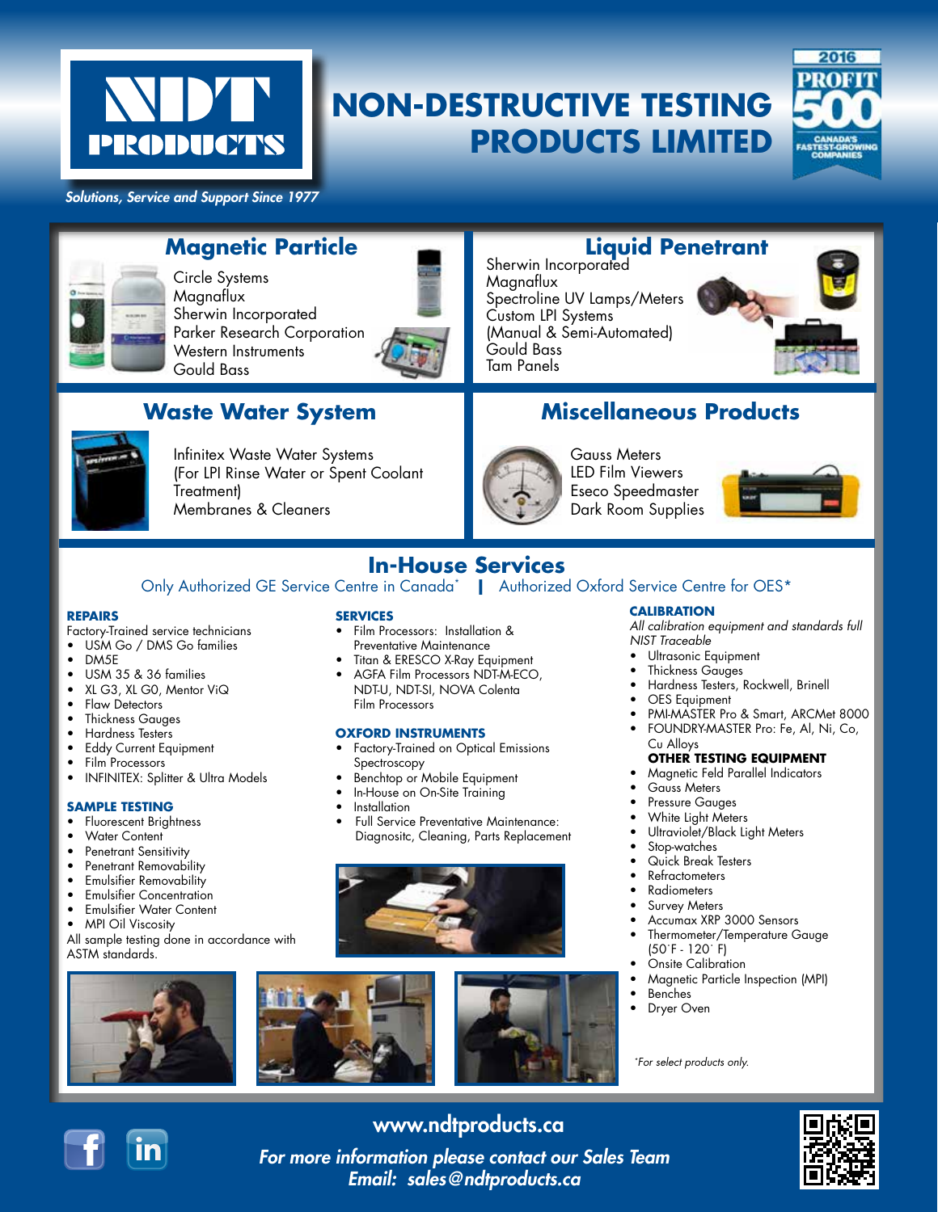# NDT PRODUCTS

# NON-DESTRUCTIVE TESTING PRODUCTS LIMITED

2016 PROFIT 500 CANADA'S FASTEST-GROWING COMPANIES

*Solutions, Service and Support Since 1977*

## Magnetic Particle

Circle Systems
Magnaflux
Sherwin Incorporated
Parker Research Corporation
Western Instruments
Gould Bass

## Liquid Penetrant

Sherwin Incorporated
Magnaflux
Spectroline UV Lamps/Meters
Custom LPI Systems
(Manual & Semi-Automated)
Gould Bass
Tam Panels

## Waste Water System

Infinitex Waste Water Systems
(For LPI Rinse Water or Spent Coolant Treatment)
Membranes & Cleaners

## Miscellaneous Products

Gauss Meters
LED Film Viewers
Eseco Speedmaster
Dark Room Supplies

## In-House Services

Only Authorized GE Service Centre in Canada* | Authorized Oxford Service Centre for OES*

### REPAIRS

Factory-Trained service technicians

- USM Go / DMS Go families
- DM5E
- USM 35 & 36 families
- XL G3, XL G0, Mentor ViQ
- Flaw Detectors
- Thickness Gauges
- Hardness Testers
- Eddy Current Equipment
- Film Processors
- INFINITEX: Splitter & Ultra Models

### SAMPLE TESTING

- Fluorescent Brightness
- Water Content
- Penetrant Sensitivity
- Penetrant Removability
- Emulsifier Removability
- Emulsifier Concentration
- Emulsifier Water Content
- MPI Oil Viscosity

All sample testing done in accordance with ASTM standards.

### SERVICES

- Film Processors: Installation & Preventative Maintenance
- Titan & ERESCO X-Ray Equipment
- AGFA Film Processors NDT-M-ECO, NDT-U, NDT-SI, NOVA Colenta Film Processors

### OXFORD INSTRUMENTS

- Factory-Trained on Optical Emissions Spectroscopy
- Benchtop or Mobile Equipment
- In-House on On-Site Training
- Installation
- Full Service Preventative Maintenance: Diagnositc, Cleaning, Parts Replacement

### CALIBRATION

*All calibration equipment and standards full NIST Traceable*

- Ultrasonic Equipment
- Thickness Gauges
- Hardness Testers, Rockwell, Brinell
- OES Equipment
- PMI-MASTER Pro & Smart, ARCMet 8000
- FOUNDRY-MASTER Pro: Fe, Al, Ni, Co, Cu Alloys

**OTHER TESTING EQUIPMENT**

- Magnetic Feld Parallel Indicators
- Gauss Meters
- Pressure Gauges
- White Light Meters
- Ultraviolet/Black Light Meters
- Stop-watches
- Quick Break Testers
- Refractometers
- Radiometers
- Survey Meters
- Accumax XRP 3000 Sensors
- Thermometer/Temperature Gauge (50˚F - 120˚ F)
- Onsite Calibration
- Magnetic Particle Inspection (MPI)
- Benches
- Dryer Oven

*For select products only.

**www.ndtproducts.ca**

***For more information please contact our Sales Team***
***Email: sales@ndtproducts.ca***